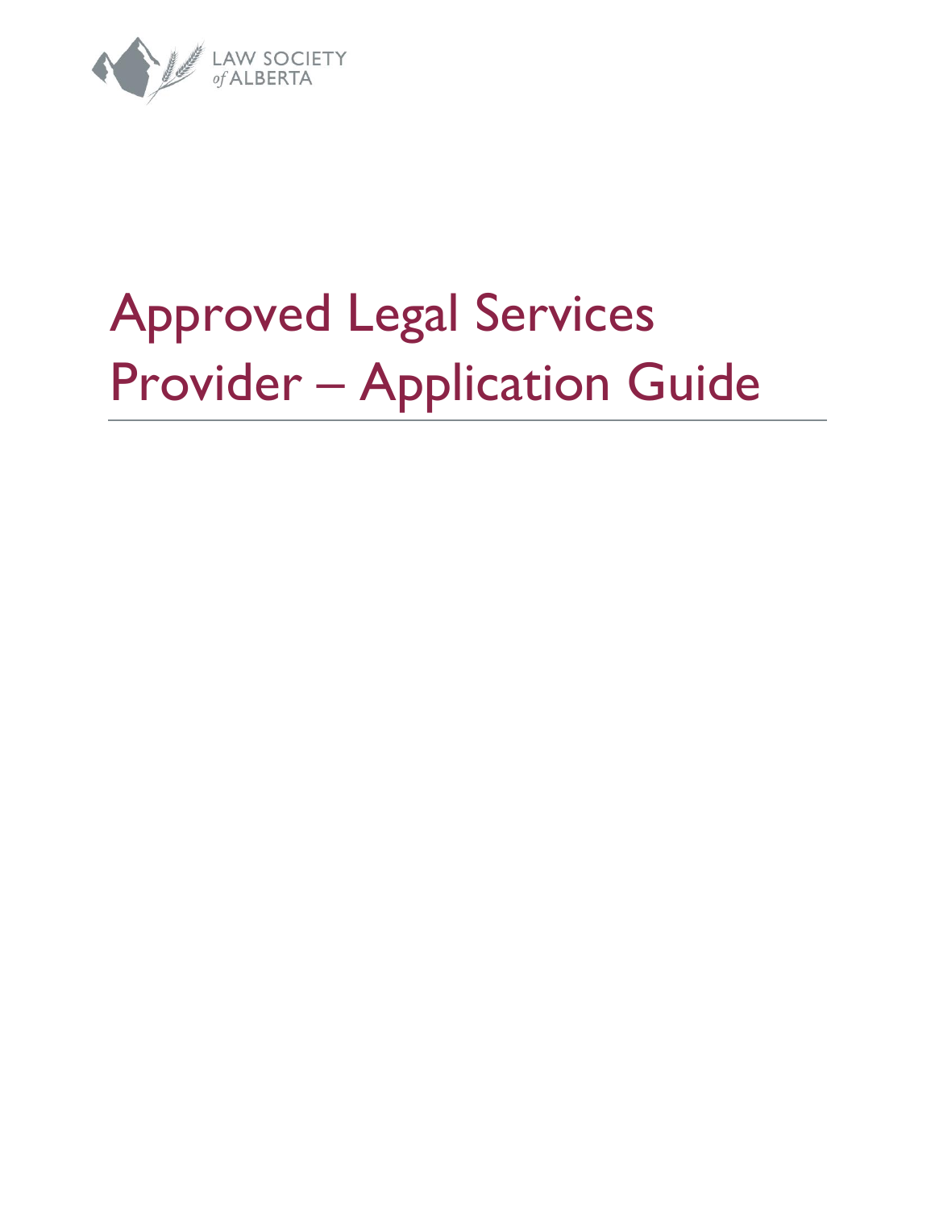LAW SOCIETY
*of* ALBERTA

# Approved Legal Services Provider – Application Guide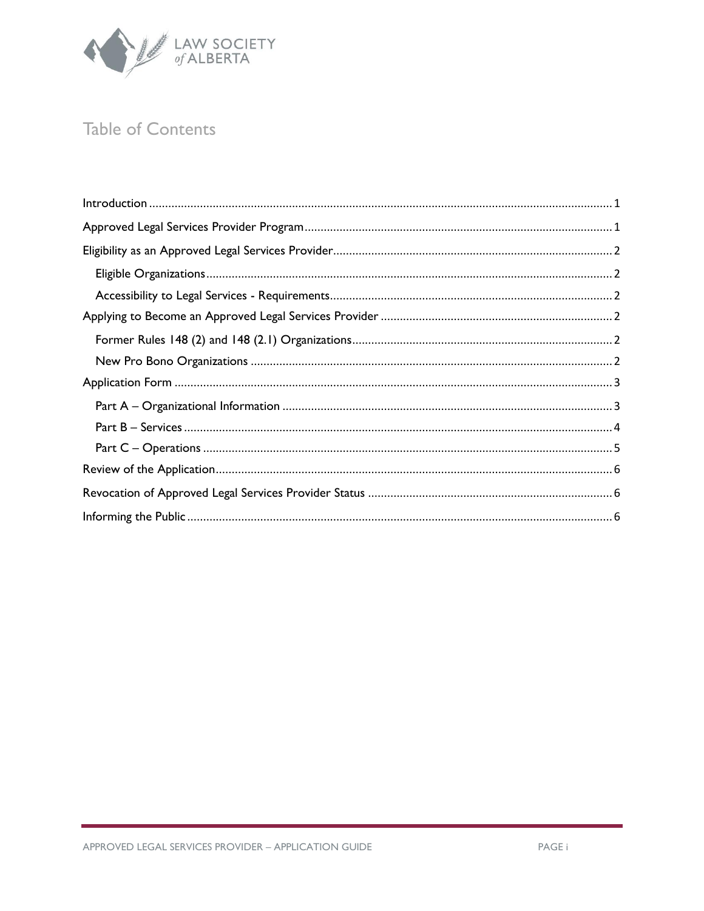# Table of Contents

- Introduction ..... 1
- Approved Legal Services Provider Program ..... 1
- Eligibility as an Approved Legal Services Provider ..... 2
  - Eligible Organizations ..... 2
  - Accessibility to Legal Services - Requirements ..... 2
- Applying to Become an Approved Legal Services Provider ..... 2
  - Former Rules 148 (2) and 148 (2.1) Organizations ..... 2
  - New Pro Bono Organizations ..... 2
- Application Form ..... 3
  - Part A – Organizational Information ..... 3
  - Part B – Services ..... 4
  - Part C – Operations ..... 5
- Review of the Application ..... 6
- Revocation of Approved Legal Services Provider Status ..... 6
- Informing the Public ..... 6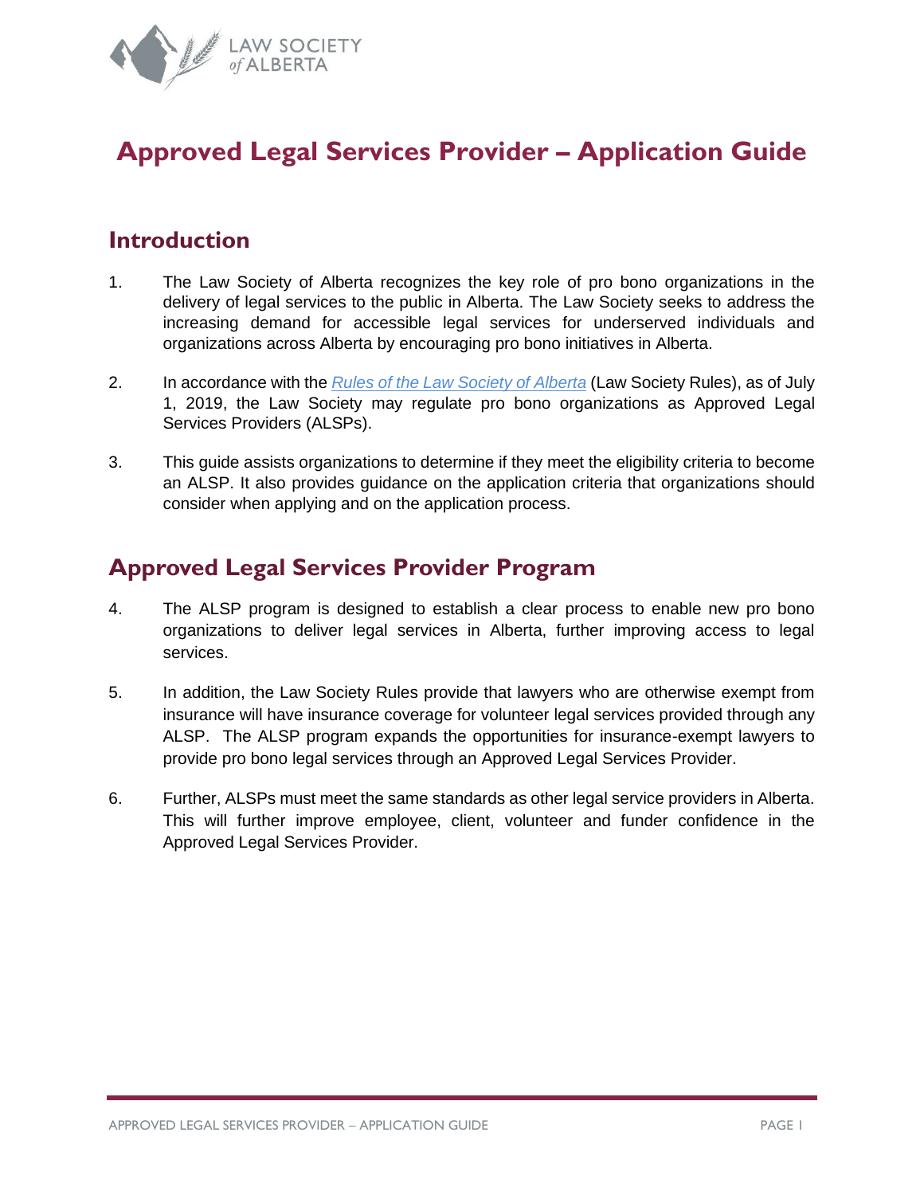# Approved Legal Services Provider – Application Guide

## Introduction

1. The Law Society of Alberta recognizes the key role of pro bono organizations in the delivery of legal services to the public in Alberta. The Law Society seeks to address the increasing demand for accessible legal services for underserved individuals and organizations across Alberta by encouraging pro bono initiatives in Alberta.

2. In accordance with the *Rules of the Law Society of Alberta* (Law Society Rules), as of July 1, 2019, the Law Society may regulate pro bono organizations as Approved Legal Services Providers (ALSPs).

3. This guide assists organizations to determine if they meet the eligibility criteria to become an ALSP. It also provides guidance on the application criteria that organizations should consider when applying and on the application process.

## Approved Legal Services Provider Program

4. The ALSP program is designed to establish a clear process to enable new pro bono organizations to deliver legal services in Alberta, further improving access to legal services.

5. In addition, the Law Society Rules provide that lawyers who are otherwise exempt from insurance will have insurance coverage for volunteer legal services provided through any ALSP. The ALSP program expands the opportunities for insurance-exempt lawyers to provide pro bono legal services through an Approved Legal Services Provider.

6. Further, ALSPs must meet the same standards as other legal service providers in Alberta. This will further improve employee, client, volunteer and funder confidence in the Approved Legal Services Provider.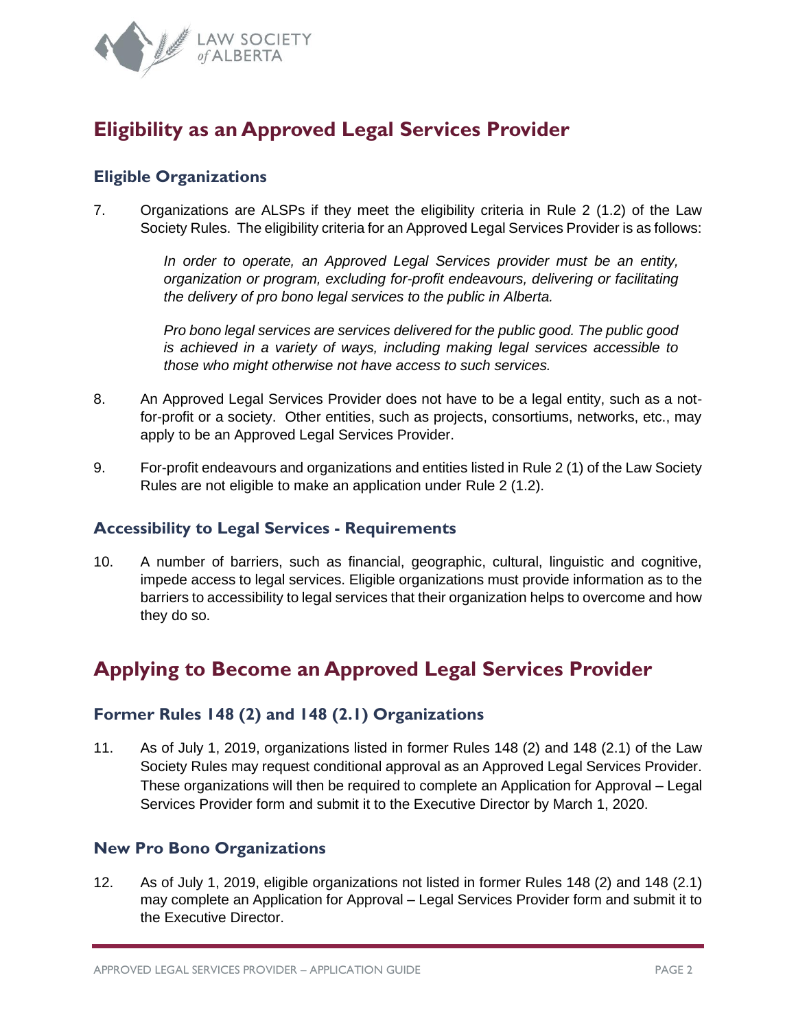## Eligibility as an Approved Legal Services Provider

### Eligible Organizations

7. Organizations are ALSPs if they meet the eligibility criteria in Rule 2 (1.2) of the Law Society Rules. The eligibility criteria for an Approved Legal Services Provider is as follows:

   *In order to operate, an Approved Legal Services provider must be an entity, organization or program, excluding for-profit endeavours, delivering or facilitating the delivery of pro bono legal services to the public in Alberta.*

   *Pro bono legal services are services delivered for the public good. The public good is achieved in a variety of ways, including making legal services accessible to those who might otherwise not have access to such services.*

8. An Approved Legal Services Provider does not have to be a legal entity, such as a not-for-profit or a society. Other entities, such as projects, consortiums, networks, etc., may apply to be an Approved Legal Services Provider.

9. For-profit endeavours and organizations and entities listed in Rule 2 (1) of the Law Society Rules are not eligible to make an application under Rule 2 (1.2).

### Accessibility to Legal Services - Requirements

10. A number of barriers, such as financial, geographic, cultural, linguistic and cognitive, impede access to legal services. Eligible organizations must provide information as to the barriers to accessibility to legal services that their organization helps to overcome and how they do so.

## Applying to Become an Approved Legal Services Provider

### Former Rules 148 (2) and 148 (2.1) Organizations

11. As of July 1, 2019, organizations listed in former Rules 148 (2) and 148 (2.1) of the Law Society Rules may request conditional approval as an Approved Legal Services Provider. These organizations will then be required to complete an Application for Approval – Legal Services Provider form and submit it to the Executive Director by March 1, 2020.

### New Pro Bono Organizations

12. As of July 1, 2019, eligible organizations not listed in former Rules 148 (2) and 148 (2.1) may complete an Application for Approval – Legal Services Provider form and submit it to the Executive Director.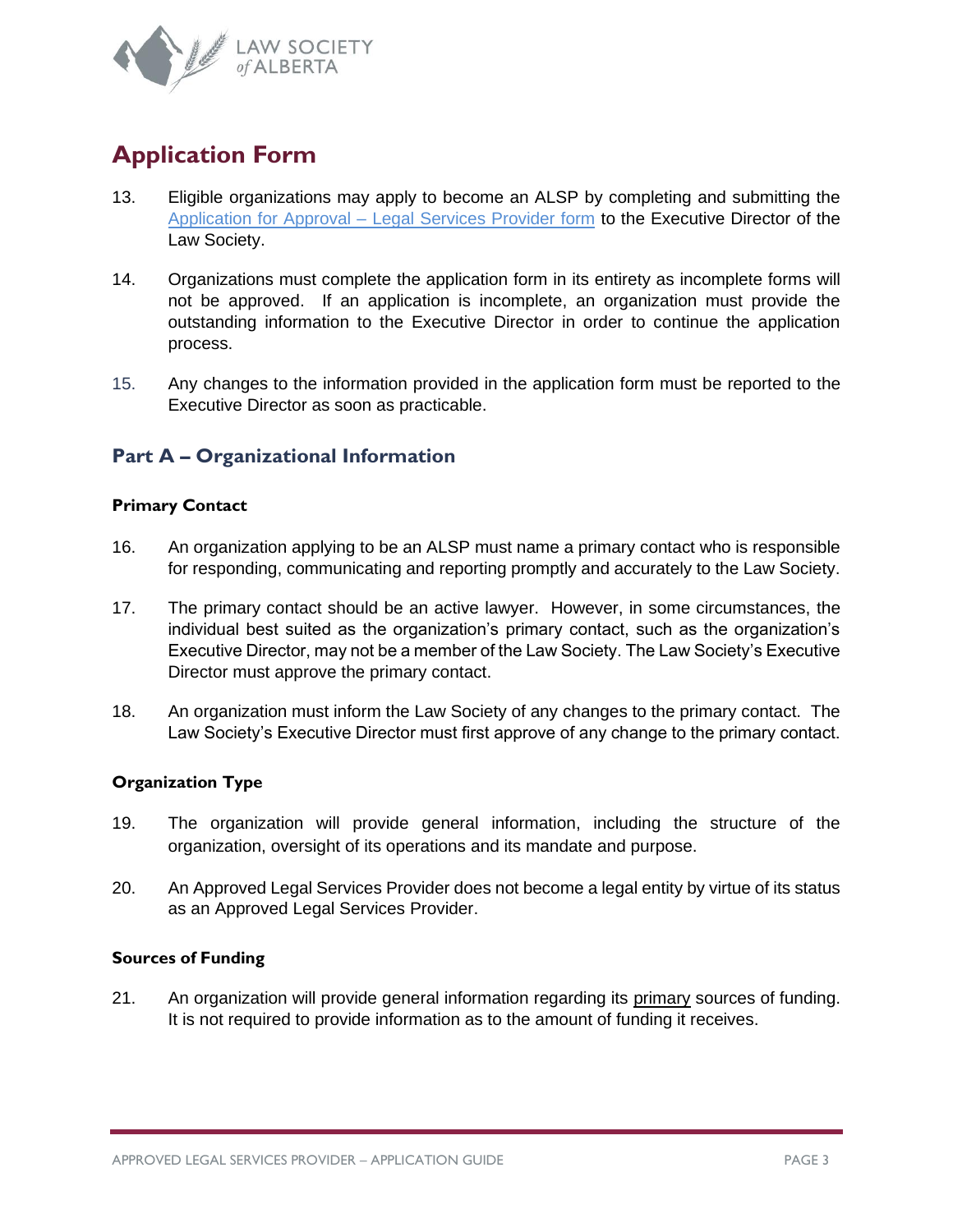## Application Form

13. Eligible organizations may apply to become an ALSP by completing and submitting the Application for Approval – Legal Services Provider form to the Executive Director of the Law Society.

14. Organizations must complete the application form in its entirety as incomplete forms will not be approved. If an application is incomplete, an organization must provide the outstanding information to the Executive Director in order to continue the application process.

15. Any changes to the information provided in the application form must be reported to the Executive Director as soon as practicable.

### Part A – Organizational Information

#### Primary Contact

16. An organization applying to be an ALSP must name a primary contact who is responsible for responding, communicating and reporting promptly and accurately to the Law Society.

17. The primary contact should be an active lawyer. However, in some circumstances, the individual best suited as the organization's primary contact, such as the organization's Executive Director, may not be a member of the Law Society. The Law Society's Executive Director must approve the primary contact.

18. An organization must inform the Law Society of any changes to the primary contact. The Law Society's Executive Director must first approve of any change to the primary contact.

#### Organization Type

19. The organization will provide general information, including the structure of the organization, oversight of its operations and its mandate and purpose.

20. An Approved Legal Services Provider does not become a legal entity by virtue of its status as an Approved Legal Services Provider.

#### Sources of Funding

21. An organization will provide general information regarding its primary sources of funding. It is not required to provide information as to the amount of funding it receives.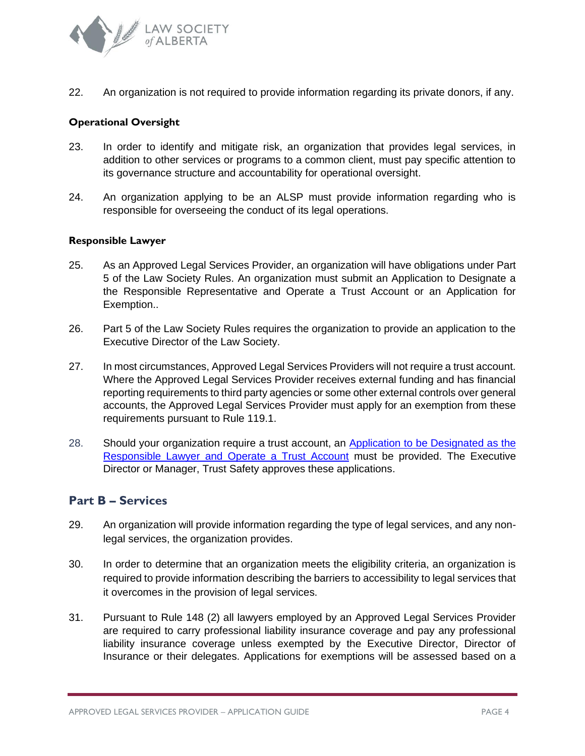22. An organization is not required to provide information regarding its private donors, if any.

**Operational Oversight**

23. In order to identify and mitigate risk, an organization that provides legal services, in addition to other services or programs to a common client, must pay specific attention to its governance structure and accountability for operational oversight.

24. An organization applying to be an ALSP must provide information regarding who is responsible for overseeing the conduct of its legal operations.

**Responsible Lawyer**

25. As an Approved Legal Services Provider, an organization will have obligations under Part 5 of the Law Society Rules. An organization must submit an Application to Designate a the Responsible Representative and Operate a Trust Account or an Application for Exemption..

26. Part 5 of the Law Society Rules requires the organization to provide an application to the Executive Director of the Law Society.

27. In most circumstances, Approved Legal Services Providers will not require a trust account. Where the Approved Legal Services Provider receives external funding and has financial reporting requirements to third party agencies or some other external controls over general accounts, the Approved Legal Services Provider must apply for an exemption from these requirements pursuant to Rule 119.1.

28. Should your organization require a trust account, an [Application to be Designated as the Responsible Lawyer and Operate a Trust Account]() must be provided. The Executive Director or Manager, Trust Safety approves these applications.

## Part B – Services

29. An organization will provide information regarding the type of legal services, and any non-legal services, the organization provides.

30. In order to determine that an organization meets the eligibility criteria, an organization is required to provide information describing the barriers to accessibility to legal services that it overcomes in the provision of legal services.

31. Pursuant to Rule 148 (2) all lawyers employed by an Approved Legal Services Provider are required to carry professional liability insurance coverage and pay any professional liability insurance coverage unless exempted by the Executive Director, Director of Insurance or their delegates. Applications for exemptions will be assessed based on a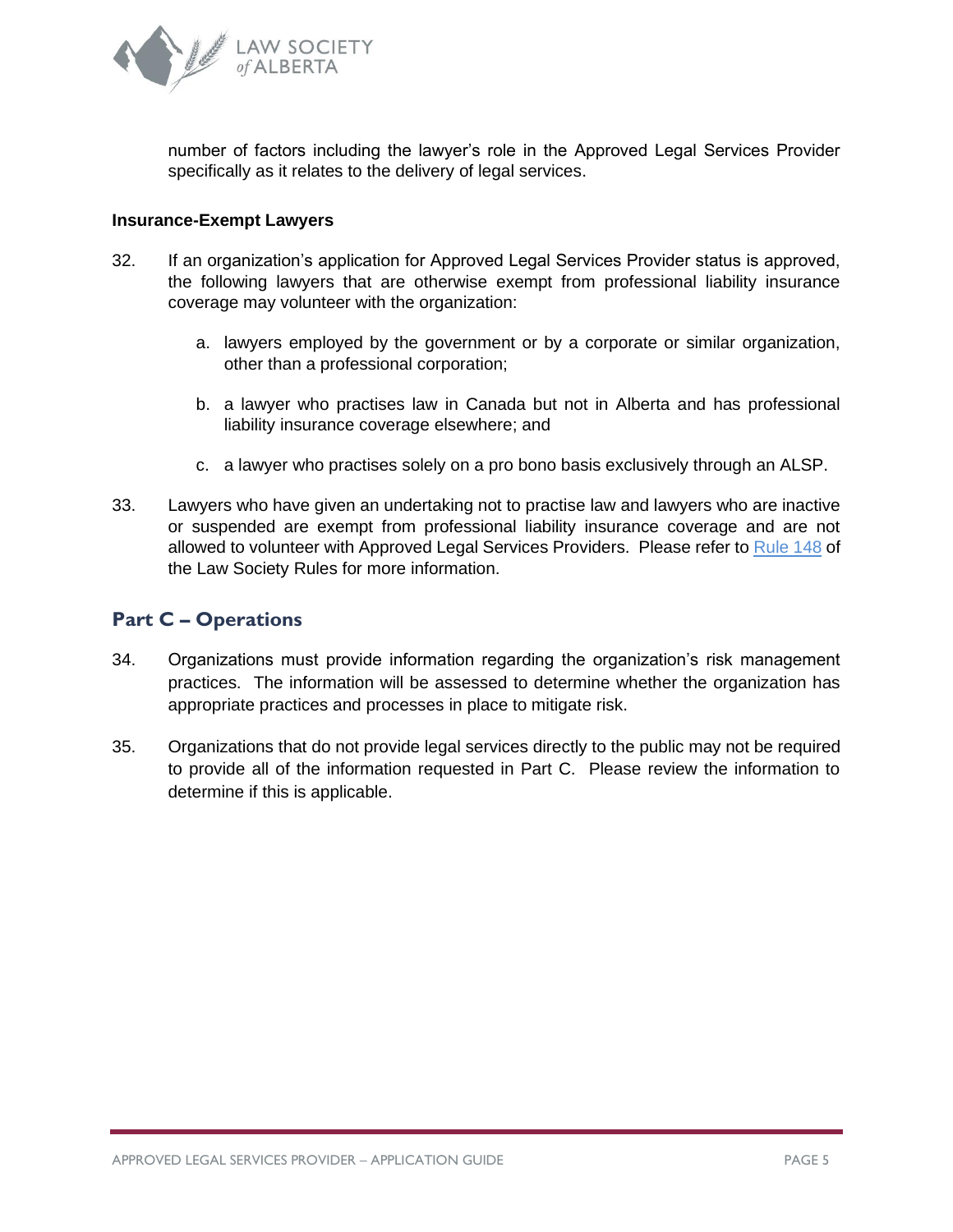number of factors including the lawyer's role in the Approved Legal Services Provider specifically as it relates to the delivery of legal services.

### Insurance-Exempt Lawyers

32. If an organization's application for Approved Legal Services Provider status is approved, the following lawyers that are otherwise exempt from professional liability insurance coverage may volunteer with the organization:

    a. lawyers employed by the government or by a corporate or similar organization, other than a professional corporation;

    b. a lawyer who practises law in Canada but not in Alberta and has professional liability insurance coverage elsewhere; and

    c. a lawyer who practises solely on a pro bono basis exclusively through an ALSP.

33. Lawyers who have given an undertaking not to practise law and lawyers who are inactive or suspended are exempt from professional liability insurance coverage and are not allowed to volunteer with Approved Legal Services Providers. Please refer to Rule 148 of the Law Society Rules for more information.

## Part C – Operations

34. Organizations must provide information regarding the organization's risk management practices. The information will be assessed to determine whether the organization has appropriate practices and processes in place to mitigate risk.

35. Organizations that do not provide legal services directly to the public may not be required to provide all of the information requested in Part C. Please review the information to determine if this is applicable.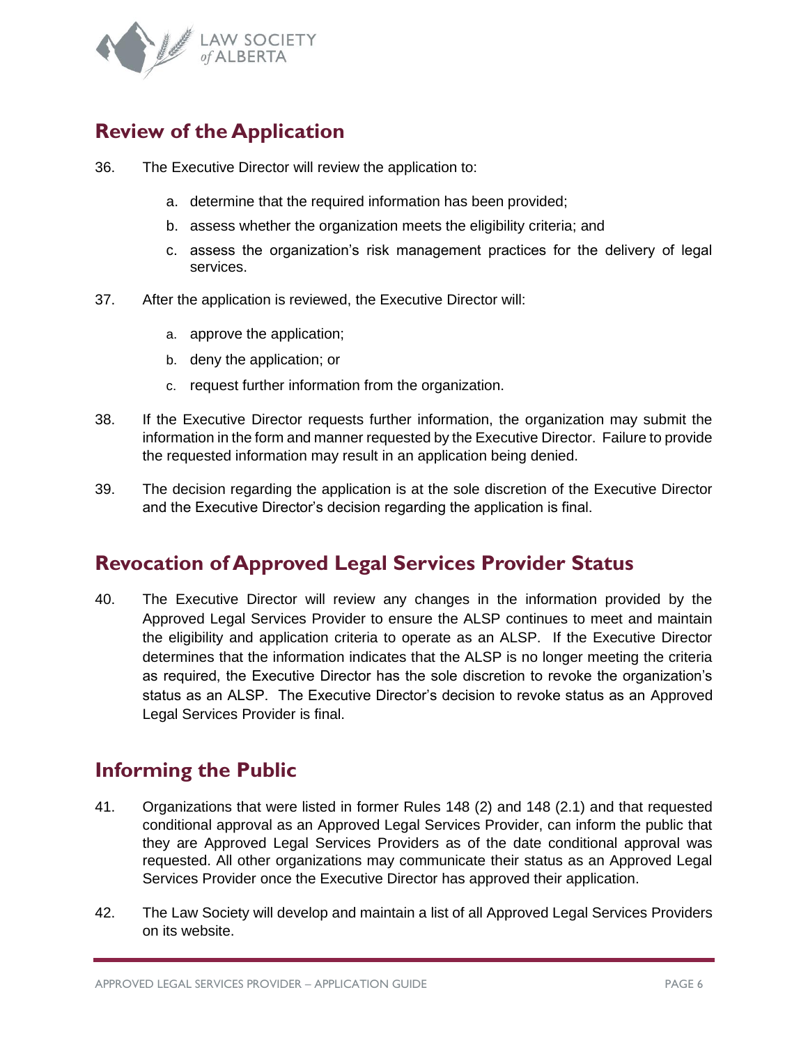## Review of the Application

36. The Executive Director will review the application to:

    a. determine that the required information has been provided;

    b. assess whether the organization meets the eligibility criteria; and

    c. assess the organization's risk management practices for the delivery of legal services.

37. After the application is reviewed, the Executive Director will:

    a. approve the application;

    b. deny the application; or

    c. request further information from the organization.

38. If the Executive Director requests further information, the organization may submit the information in the form and manner requested by the Executive Director. Failure to provide the requested information may result in an application being denied.

39. The decision regarding the application is at the sole discretion of the Executive Director and the Executive Director's decision regarding the application is final.

## Revocation of Approved Legal Services Provider Status

40. The Executive Director will review any changes in the information provided by the Approved Legal Services Provider to ensure the ALSP continues to meet and maintain the eligibility and application criteria to operate as an ALSP. If the Executive Director determines that the information indicates that the ALSP is no longer meeting the criteria as required, the Executive Director has the sole discretion to revoke the organization's status as an ALSP. The Executive Director's decision to revoke status as an Approved Legal Services Provider is final.

## Informing the Public

41. Organizations that were listed in former Rules 148 (2) and 148 (2.1) and that requested conditional approval as an Approved Legal Services Provider, can inform the public that they are Approved Legal Services Providers as of the date conditional approval was requested. All other organizations may communicate their status as an Approved Legal Services Provider once the Executive Director has approved their application.

42. The Law Society will develop and maintain a list of all Approved Legal Services Providers on its website.